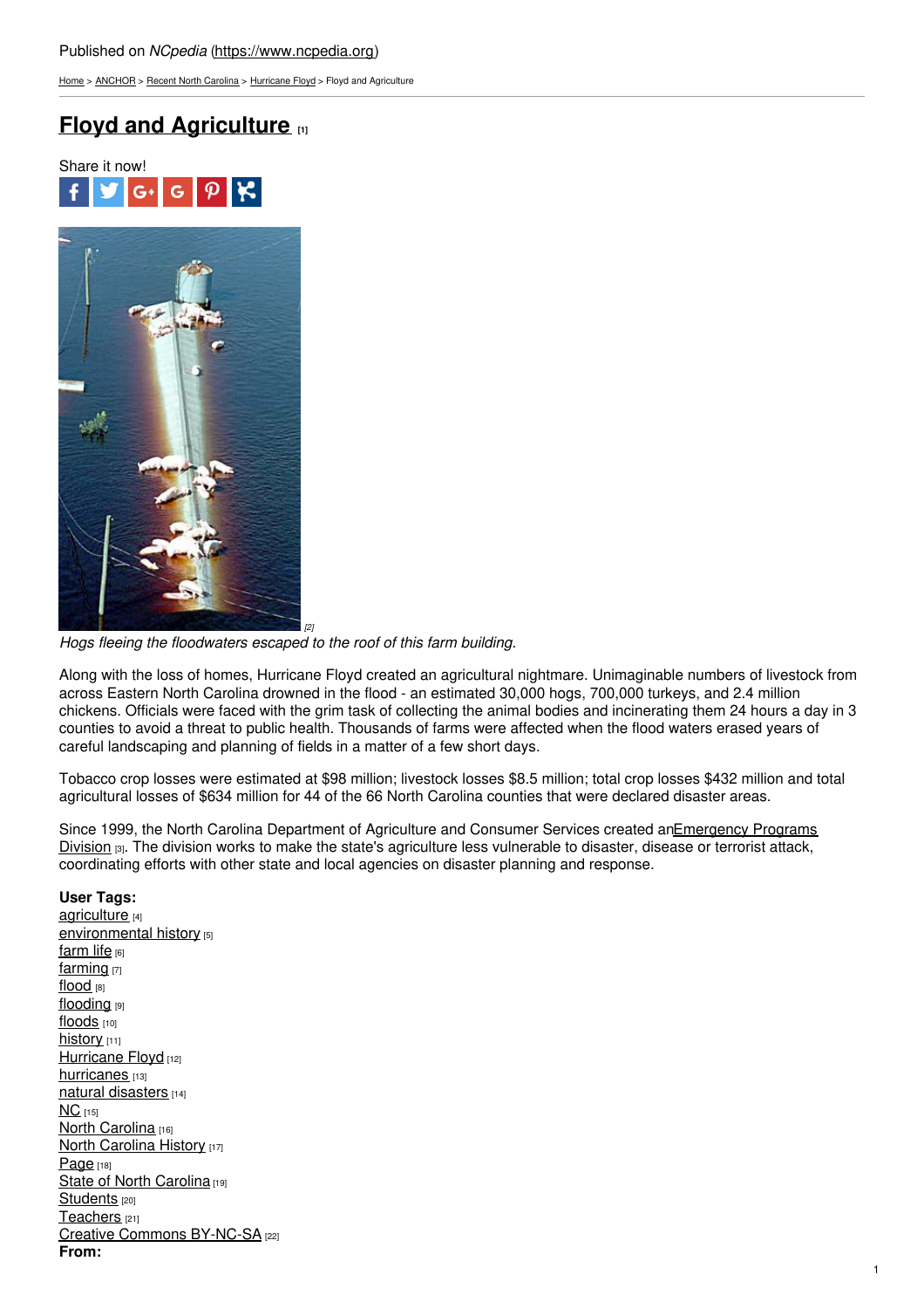Published on *NCpedia* (https://www.ncpedia.org)

Home > ANCHOR > Recent North Carolina > Hurricane Floyd > Floyd and Agriculture

# Floyd and Agriculture [1]

Share it now!

[2]

*Hogs fleeing the floodwaters escaped to the roof of this farm building.*

Along with the loss of homes, Hurricane Floyd created an agricultural nightmare. Unimaginable numbers of livestock from across Eastern North Carolina drowned in the flood - an estimated 30,000 hogs, 700,000 turkeys, and 2.4 million chickens. Officials were faced with the grim task of collecting the animal bodies and incinerating them 24 hours a day in 3 counties to avoid a threat to public health. Thousands of farms were affected when the flood waters erased years of careful landscaping and planning of fields in a matter of a few short days.

Tobacco crop losses were estimated at $98 million; livestock losses $8.5 million; total crop losses $432 million and total agricultural losses of $634 million for 44 of the 66 North Carolina counties that were declared disaster areas.

Since 1999, the North Carolina Department of Agriculture and Consumer Services created anEmergency Programs Division [3]. The division works to make the state's agriculture less vulnerable to disaster, disease or terrorist attack, coordinating efforts with other state and local agencies on disaster planning and response.

**User Tags:**
agriculture [4]
environmental history [5]
farm life [6]
farming [7]
flood [8]
flooding [9]
floods [10]
history [11]
Hurricane Floyd [12]
hurricanes [13]
natural disasters [14]
NC [15]
North Carolina [16]
North Carolina History [17]
Page [18]
State of North Carolina [19]
Students [20]
Teachers [21]
Creative Commons BY-NC-SA [22]
**From:**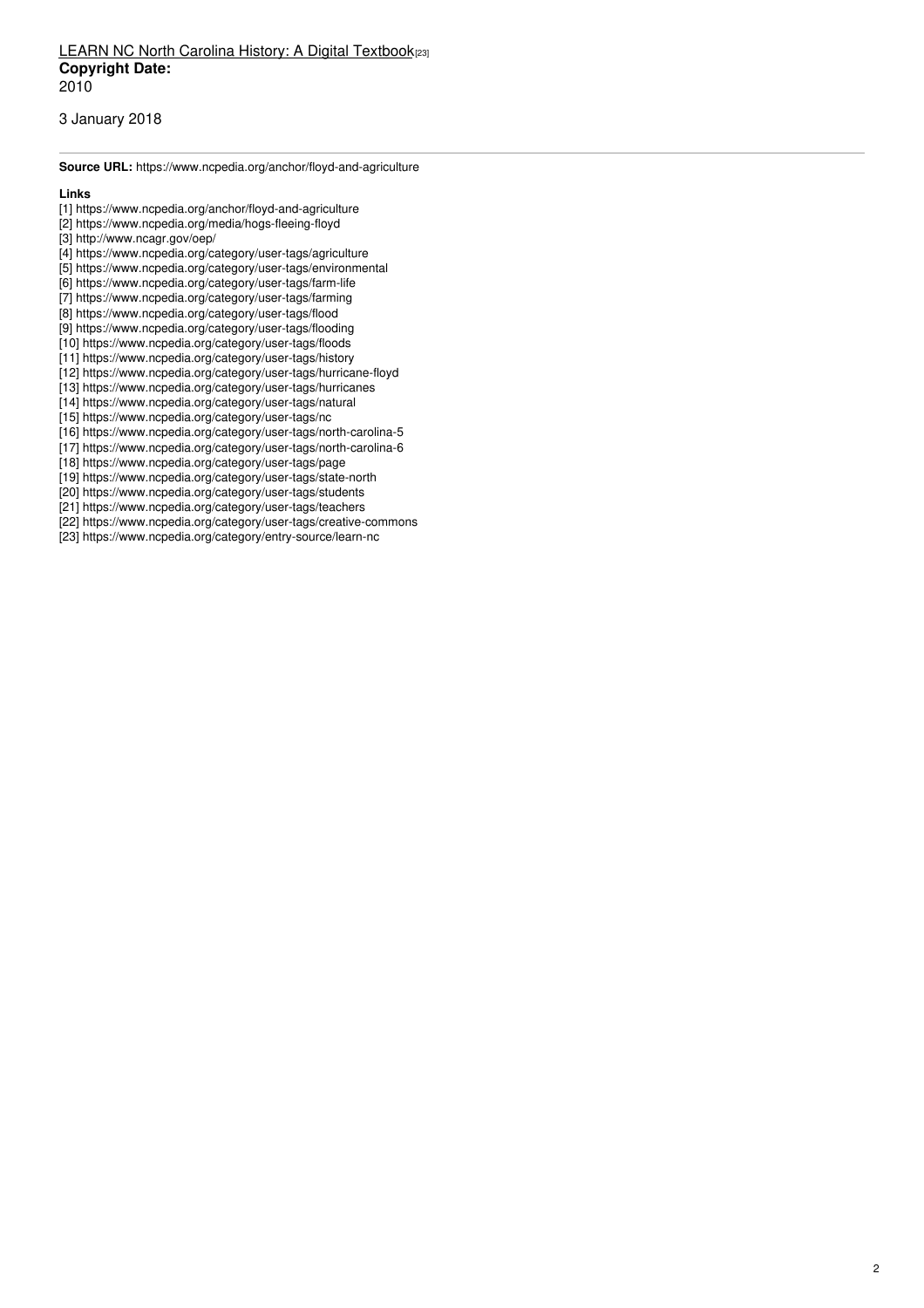[LEARN NC North Carolina History: A Digital Textbook](https://www.ncpedia.org/category/entry-source/learn-nc)[23]
**Copyright Date:**
2010

3 January 2018

---

**Source URL:** https://www.ncpedia.org/anchor/floyd-and-agriculture

**Links**
[1] https://www.ncpedia.org/anchor/floyd-and-agriculture
[2] https://www.ncpedia.org/media/hogs-fleeing-floyd
[3] http://www.ncagr.gov/oep/
[4] https://www.ncpedia.org/category/user-tags/agriculture
[5] https://www.ncpedia.org/category/user-tags/environmental
[6] https://www.ncpedia.org/category/user-tags/farm-life
[7] https://www.ncpedia.org/category/user-tags/farming
[8] https://www.ncpedia.org/category/user-tags/flood
[9] https://www.ncpedia.org/category/user-tags/flooding
[10] https://www.ncpedia.org/category/user-tags/floods
[11] https://www.ncpedia.org/category/user-tags/history
[12] https://www.ncpedia.org/category/user-tags/hurricane-floyd
[13] https://www.ncpedia.org/category/user-tags/hurricanes
[14] https://www.ncpedia.org/category/user-tags/natural
[15] https://www.ncpedia.org/category/user-tags/nc
[16] https://www.ncpedia.org/category/user-tags/north-carolina-5
[17] https://www.ncpedia.org/category/user-tags/north-carolina-6
[18] https://www.ncpedia.org/category/user-tags/page
[19] https://www.ncpedia.org/category/user-tags/state-north
[20] https://www.ncpedia.org/category/user-tags/students
[21] https://www.ncpedia.org/category/user-tags/teachers
[22] https://www.ncpedia.org/category/user-tags/creative-commons
[23] https://www.ncpedia.org/category/entry-source/learn-nc